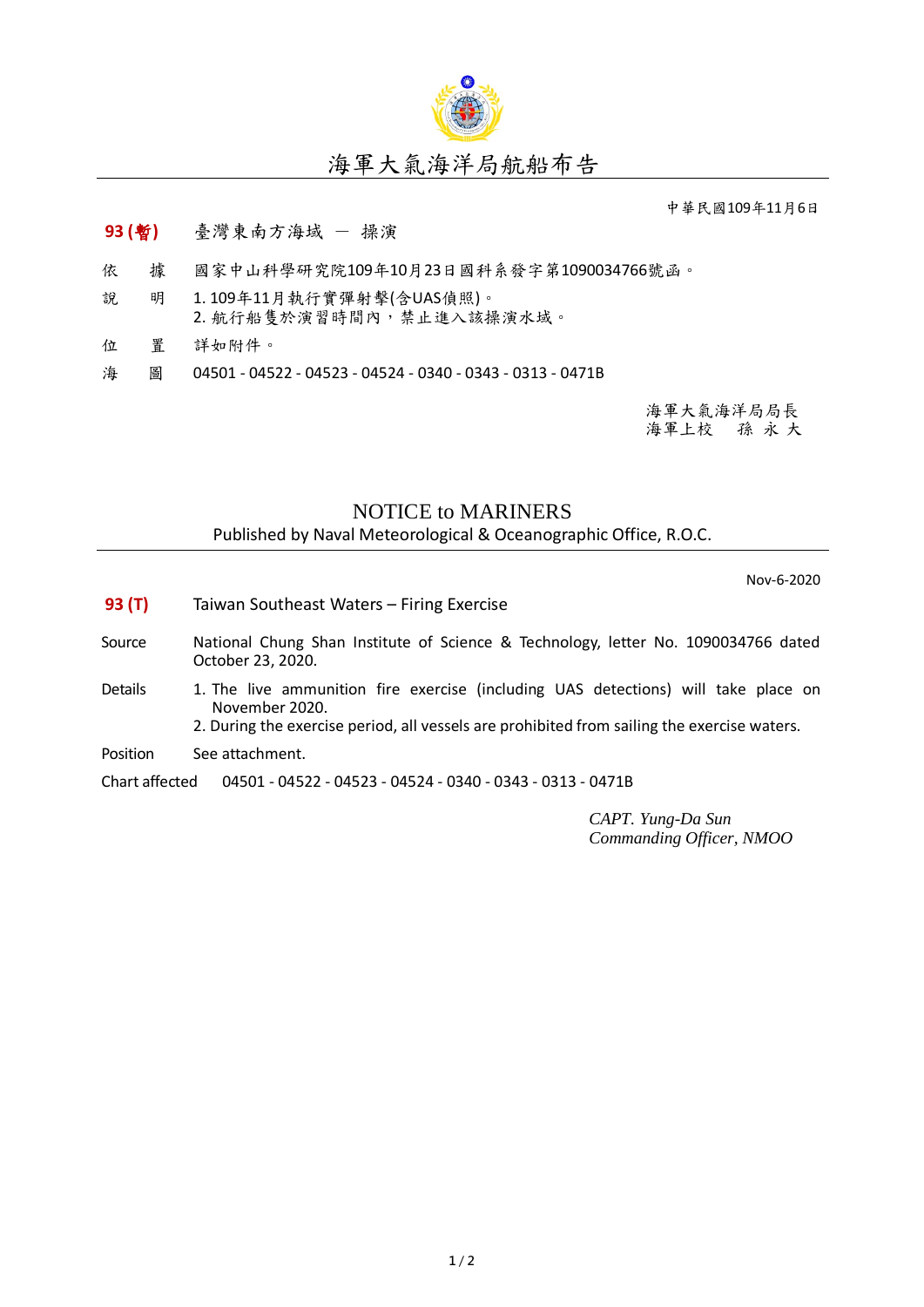# 海軍大氣海洋局航船布告

中華民國109年11月6日

**93 (暫)**　臺灣東南方海域 － 操演

依　據　國家中山科學研究院109年10月23日國科系發字第1090034766號函。

說　明　1. 109年11月執行實彈射擊(含UAS偵照)。
2. 航行船隻於演習時間內，禁止進入該操演水域。

位　置　詳如附件。

海　圖　04501 - 04522 - 04523 - 04524 - 0340 - 0343 - 0313 - 0471B

海軍大氣海洋局局長
海軍上校　孫 永 大

## NOTICE to MARINERS

Published by Naval Meteorological & Oceanographic Office, R.O.C.

Nov-6-2020

**93 (T)**　Taiwan Southeast Waters – Firing Exercise

Source　National Chung Shan Institute of Science & Technology, letter No. 1090034766 dated October 23, 2020.

Details　1. The live ammunition fire exercise (including UAS detections) will take place on November 2020.
2. During the exercise period, all vessels are prohibited from sailing the exercise waters.

Position　See attachment.

Chart affected　04501 - 04522 - 04523 - 04524 - 0340 - 0343 - 0313 - 0471B

*CAPT. Yung-Da Sun*
*Commanding Officer, NMOO*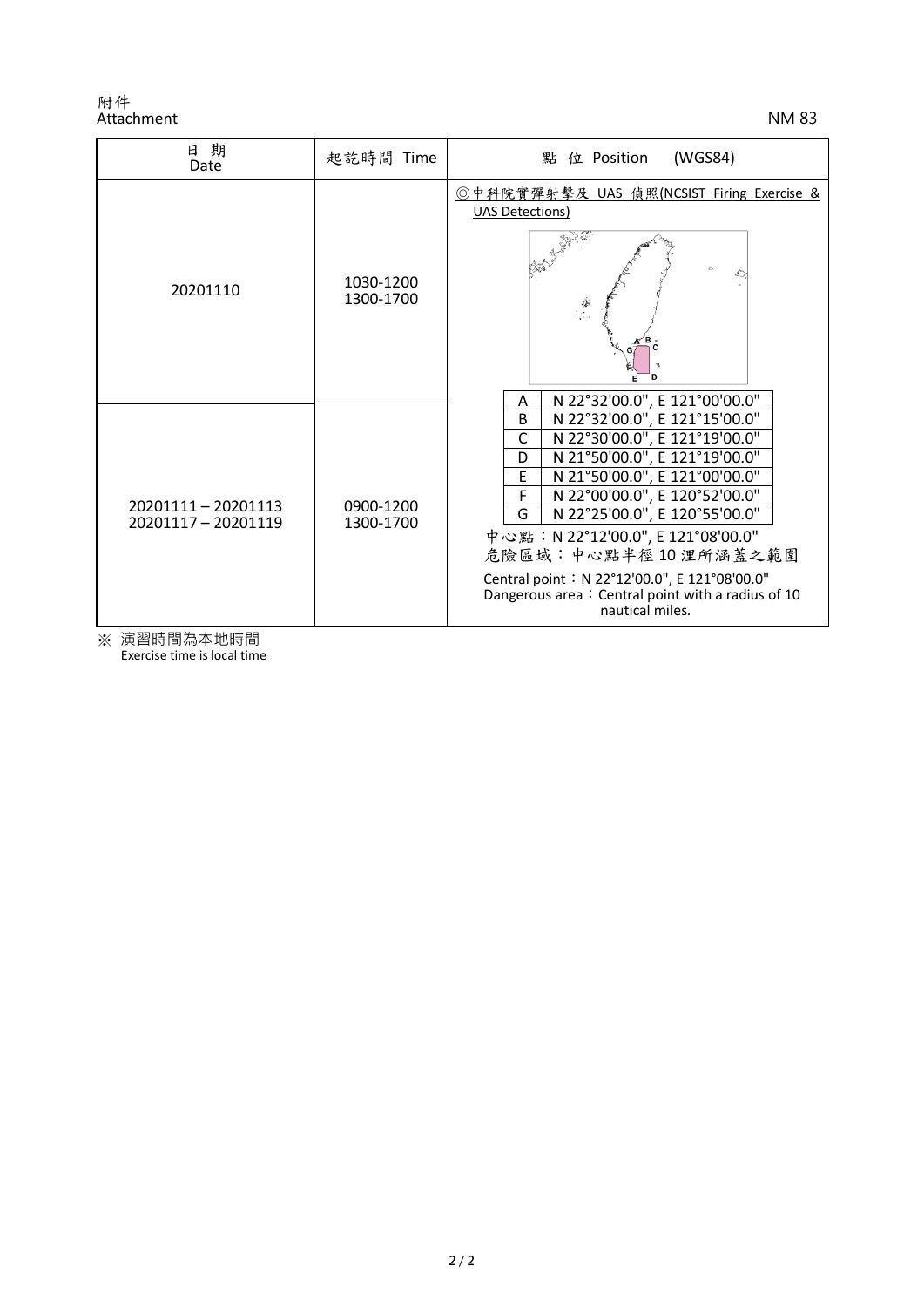附件
Attachment

NM 83

| 日 期<br>Date | 起訖時間 Time | 點 位 Position (WGS84) |
| --- | --- | --- |
| 20201110 | 1030-1200<br>1300-1700 | ◎中科院實彈射擊及 UAS 偵照(NCSIST Firing Exercise & UAS Detections)<br><br>A N 22°32'00.0", E 121°00'00.0"<br>B N 22°32'00.0", E 121°15'00.0"<br>C N 22°30'00.0", E 121°19'00.0"<br>D N 21°50'00.0", E 121°19'00.0"<br>E N 21°50'00.0", E 121°00'00.0"<br>F N 22°00'00.0", E 120°52'00.0"<br>G N 22°25'00.0", E 120°55'00.0"<br><br>中心點：N 22°12'00.0", E 121°08'00.0"<br>危險區域：中心點半徑 10 浬所涵蓋之範圍<br><br>Central point：N 22°12'00.0", E 121°08'00.0"<br>Dangerous area：Central point with a radius of 10 nautical miles. |
| 20201111 – 20201113<br>20201117 – 20201119 | 0900-1200<br>1300-1700 | |

※ 演習時間為本地時間
Exercise time is local time